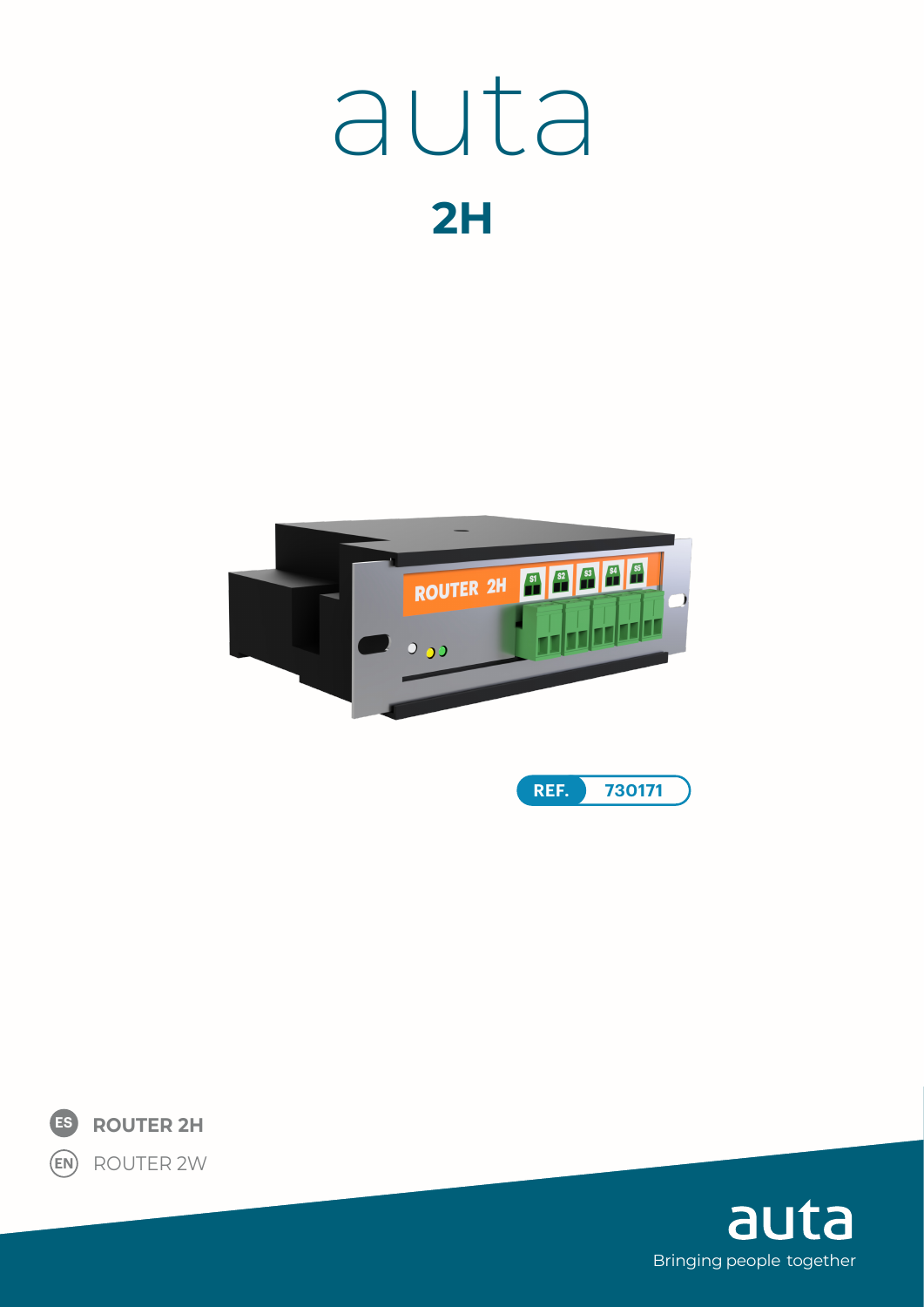# auta

## 2H

REF. 730171

**ES** **ROUTER 2H**

EN ROUTER 2W

auta

Bringing people together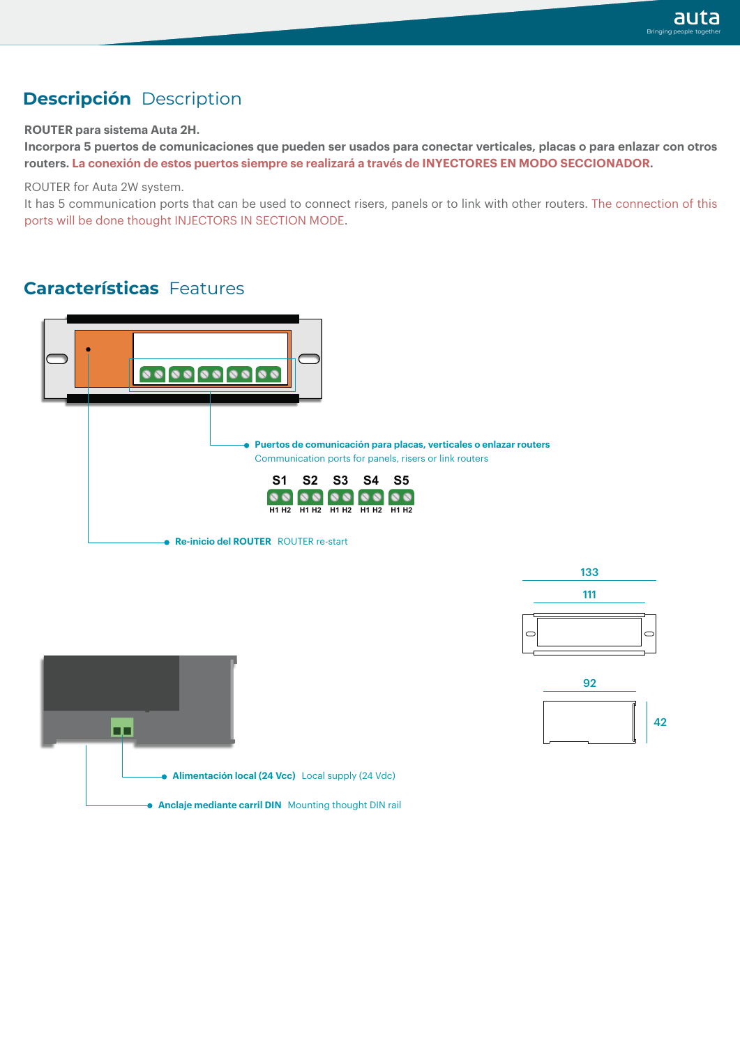## Descripción Description

**ROUTER para sistema Auta 2H.**
**Incorpora 5 puertos de comunicaciones que pueden ser usados para conectar verticales, placas o para enlazar con otros routers. La conexión de estos puertos siempre se realizará a través de INYECTORES EN MODO SECCIONADOR.**

ROUTER for Auta 2W system.
It has 5 communication ports that can be used to connect risers, panels or to link with other routers. The connection of this ports will be done thought INJECTORS IN SECTION MODE.

## Características Features

**Puertos de comunicación para placas, verticales o enlazar routers**
Communication ports for panels, risers or link routers

S1 S2 S3 S4 S5

H1 H2 H1 H2 H1 H2 H1 H2 H1 H2

**Re-inicio del ROUTER** ROUTER re-start

133

111

92

42

**Alimentación local (24 Vcc)** Local supply (24 Vdc)

**Anclaje mediante carril DIN** Mounting thought DIN rail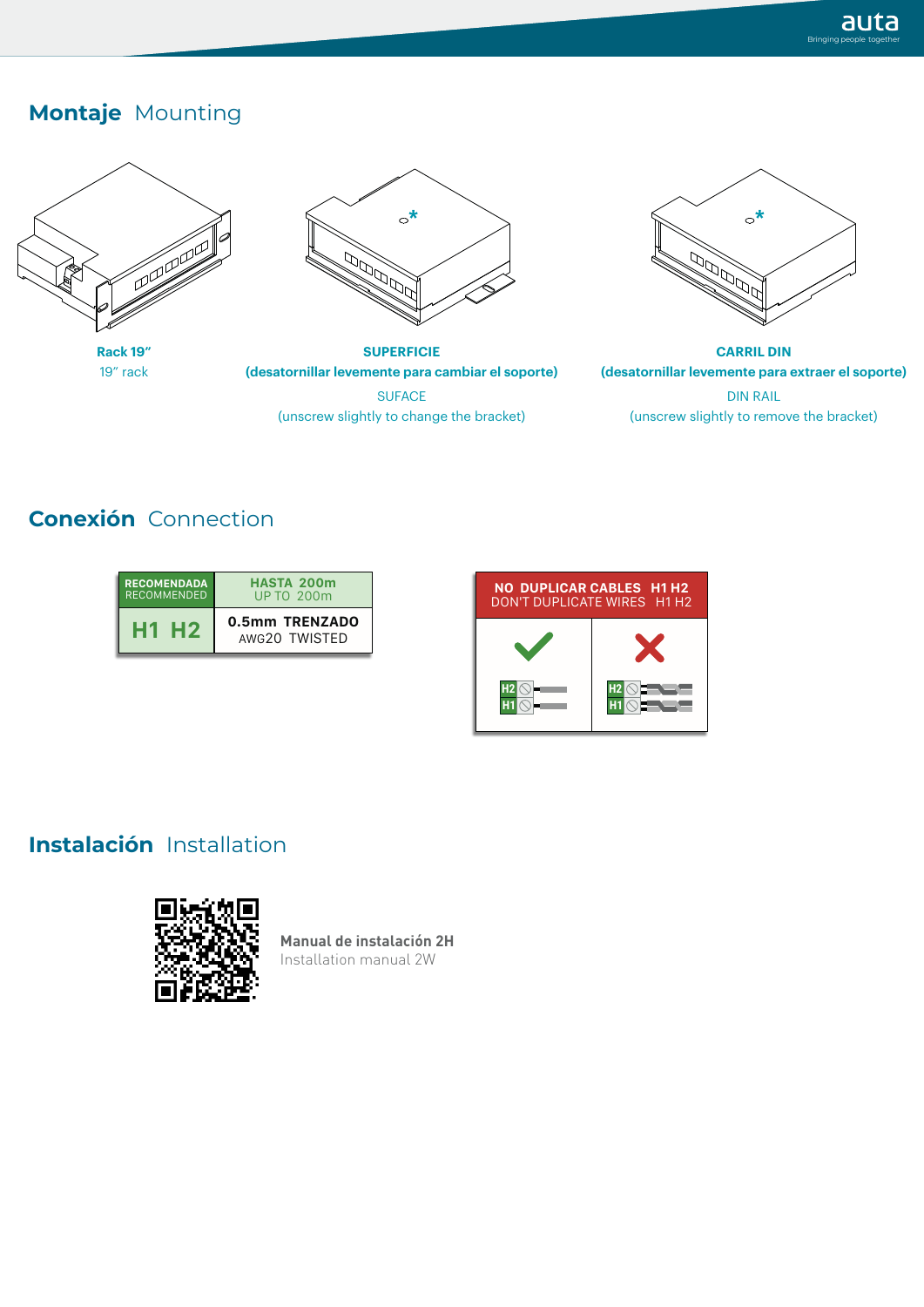## **Montaje** Mounting

**Rack 19”**
19” rack

**SUPERFICIE**
**(desatornillar levemente para cambiar el soporte)**
SUFACE
(unscrew slightly to change the bracket)

**CARRIL DIN**
**(desatornillar levemente para extraer el soporte)**
DIN RAIL
(unscrew slightly to remove the bracket)

## **Conexión** Connection

| **RECOMENDADA** RECOMMENDED | **HASTA 200m** UP TO 200m |
|---|---|
| **H1 H2** | **0.5mm TRENZADO** AWG20 TWISTED |

**NO DUPLICAR CABLES H1 H2**
DON'T DUPLICATE WIRES H1 H2

## **Instalación** Installation

**Manual de instalación 2H**
Installation manual 2W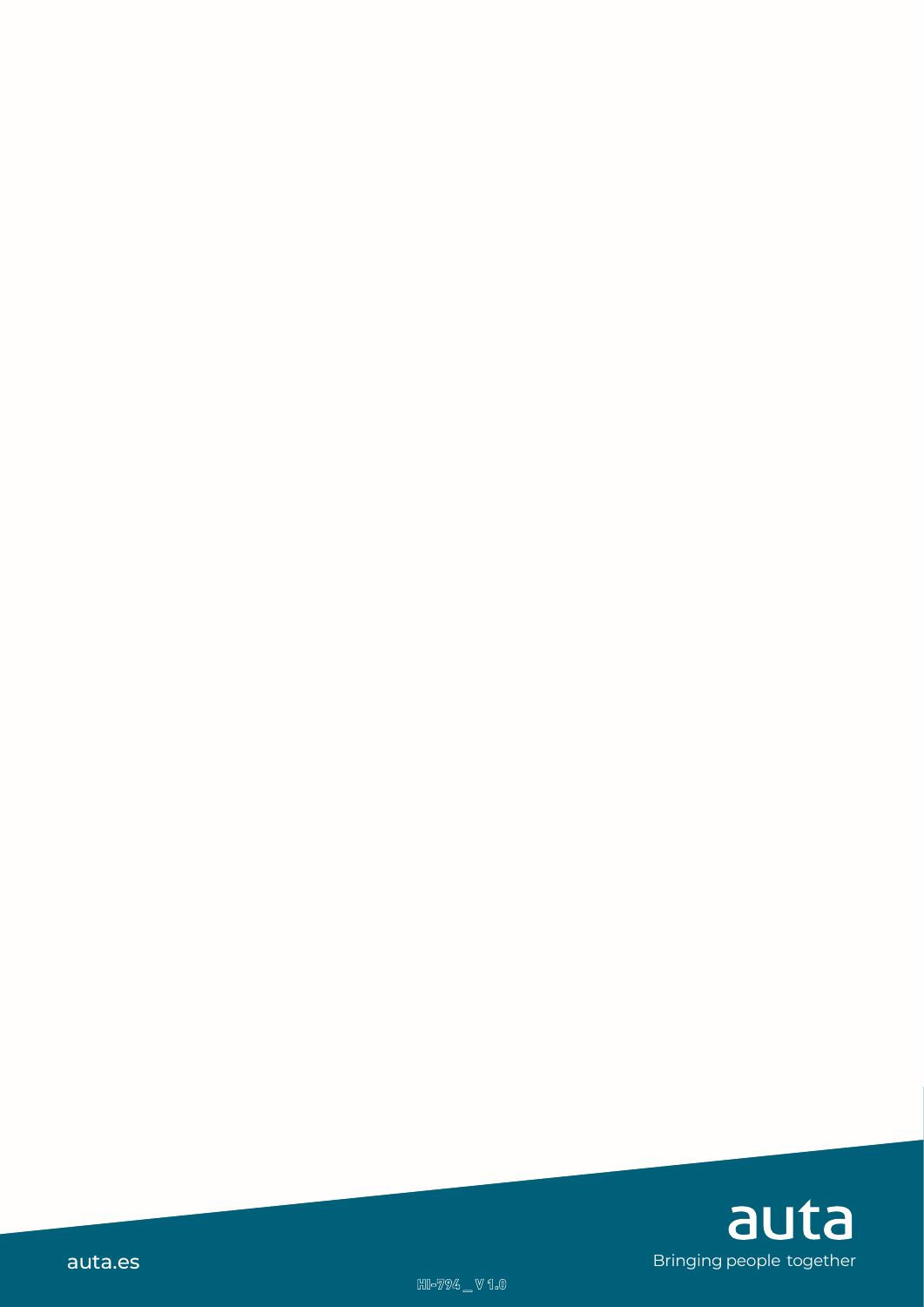auta

Bringing people together

auta.es

HI-794 _ V 1.0